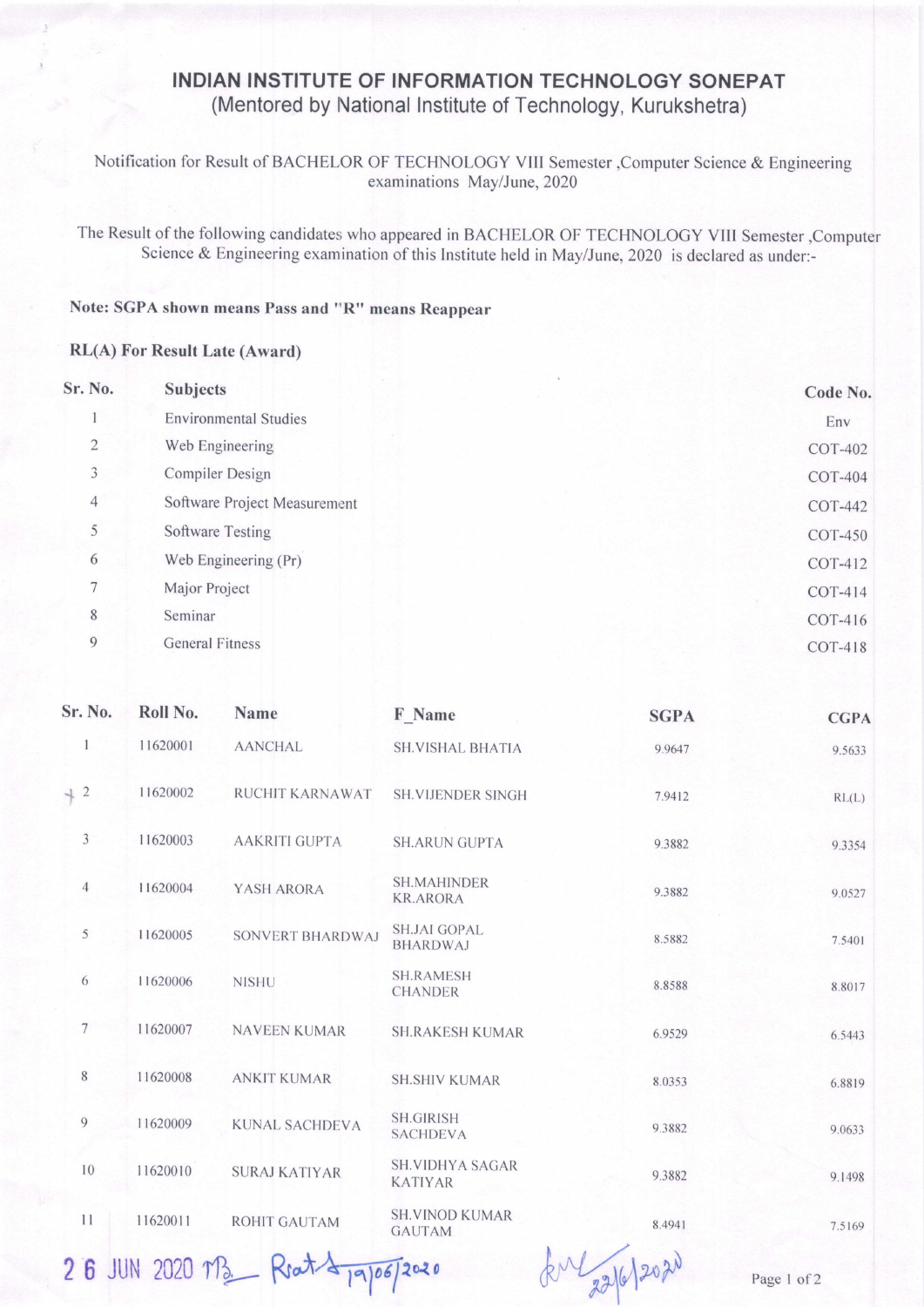# INDIAN INSTITUTE OF INFORMATION TECHNOLOGY SONEPAT
## (Mentored by National Institute of Technology, Kurukshetra)

Notification for Result of BACHELOR OF TECHNOLOGY VIII Semester ,Computer Science & Engineering examinations May/June, 2020

The Result of the following candidates who appeared in BACHELOR OF TECHNOLOGY VIII Semester ,Computer Science & Engineering examination of this Institute held in May/June, 2020 is declared as under:-

**Note: SGPA shown means Pass and "R" means Reappear**

**RL(A) For Result Late (Award)**

| Sr. No. | Subjects | Code No. |
|---|---|---|
| 1 | Environmental Studies | Env |
| 2 | Web Engineering | COT-402 |
| 3 | Compiler Design | COT-404 |
| 4 | Software Project Measurement | COT-442 |
| 5 | Software Testing | COT-450 |
| 6 | Web Engineering (Pr) | COT-412 |
| 7 | Major Project | COT-414 |
| 8 | Seminar | COT-416 |
| 9 | General Fitness | COT-418 |

| Sr. No. | Roll No. | Name | F_Name | SGPA | CGPA |
|---|---|---|---|---|---|
| 1 | 11620001 | AANCHAL | SH.VISHAL BHATIA | 9.9647 | 9.5633 |
| 2 | 11620002 | RUCHIT KARNAWAT | SH.VIJENDER SINGH | 7.9412 | RL(L) |
| 3 | 11620003 | AAKRITI GUPTA | SH.ARUN GUPTA | 9.3882 | 9.3354 |
| 4 | 11620004 | YASH ARORA | SH.MAHINDER KR.ARORA | 9.3882 | 9.0527 |
| 5 | 11620005 | SONVERT BHARDWAJ | SH.JAI GOPAL BHARDWAJ | 8.5882 | 7.5401 |
| 6 | 11620006 | NISHU | SH.RAMESH CHANDER | 8.8588 | 8.8017 |
| 7 | 11620007 | NAVEEN KUMAR | SH.RAKESH KUMAR | 6.9529 | 6.5443 |
| 8 | 11620008 | ANKIT KUMAR | SH.SHIV KUMAR | 8.0353 | 6.8819 |
| 9 | 11620009 | KUNAL SACHDEVA | SH.GIRISH SACHDEVA | 9.3882 | 9.0633 |
| 10 | 11620010 | SURAJ KATIYAR | SH.VIDHYA SAGAR KATIYAR | 9.3882 | 9.1498 |
| 11 | 11620011 | ROHIT GAUTAM | SH.VINOD KUMAR GAUTAM | 8.4941 | 7.5169 |

26 JUN 2020 MB Rrat 19/06/2020 22/6/2020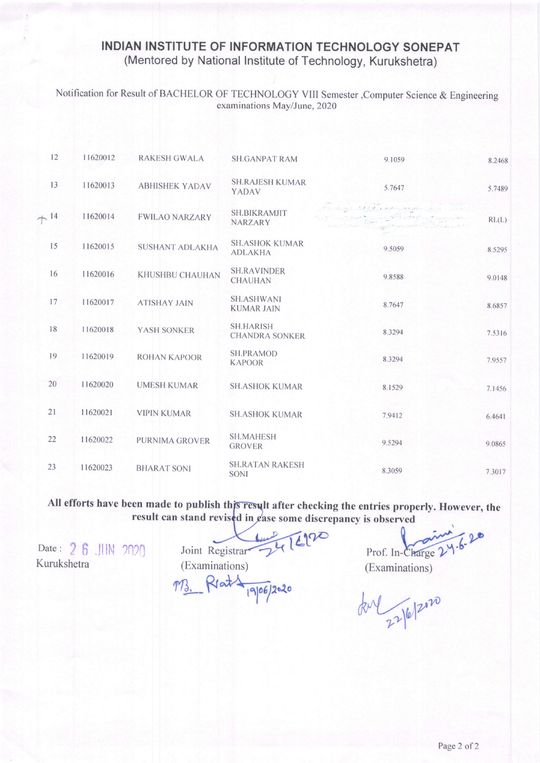# INDIAN INSTITUTE OF INFORMATION TECHNOLOGY SONEPAT

(Mentored by National Institute of Technology, Kurukshetra)

Notification for Result of BACHELOR OF TECHNOLOGY VIII Semester ,Computer Science & Engineering examinations May/June, 2020

| | | | | | |
|---|---|---|---|---|---|
| 12 | 11620012 | RAKESH GWALA | SH.GANPAT RAM | 9.1059 | 8.2468 |
| 13 | 11620013 | ABHISHEK YADAV | SH.RAJESH KUMAR YADAV | 5.7647 | 5.7489 |
| 14 | 11620014 | FWILAO NARZARY | SH.BIKRAMJIT NARZARY | | RL(L) |
| 15 | 11620015 | SUSHANT ADLAKHA | SH.ASHOK KUMAR ADLAKHA | 9.5059 | 8.5295 |
| 16 | 11620016 | KHUSHBU CHAUHAN | SH.RAVINDER CHAUHAN | 9.8588 | 9.0148 |
| 17 | 11620017 | ATISHAY JAIN | SH.ASHWANI KUMAR JAIN | 8.7647 | 8.6857 |
| 18 | 11620018 | YASH SONKER | SH.HARISH CHANDRA SONKER | 8.3294 | 7.5316 |
| 19 | 11620019 | ROHAN KAPOOR | SH.PRAMOD KAPOOR | 8.3294 | 7.9557 |
| 20 | 11620020 | UMESH KUMAR | SH.ASHOK KUMAR | 8.1529 | 7.1456 |
| 21 | 11620021 | VIPIN KUMAR | SH.ASHOK KUMAR | 7.9412 | 6.4641 |
| 22 | 11620022 | PURNIMA GROVER | SH.MAHESH GROVER | 9.5294 | 9.0865 |
| 23 | 11620023 | BHARAT SONI | SH.RATAN RAKESH SONI | 8.3059 | 7.3017 |

**All efforts have been made to publish this result after checking the entries properly. However, the result can stand revised in case some discrepancy is observed**

Date : 26 JUN 2020

Kurukshetra

Joint Registrar 24/6/2020

(Examinations)

Prof. In-Charge 24-6-20

(Examinations)

19/06/2020

22/6/2020